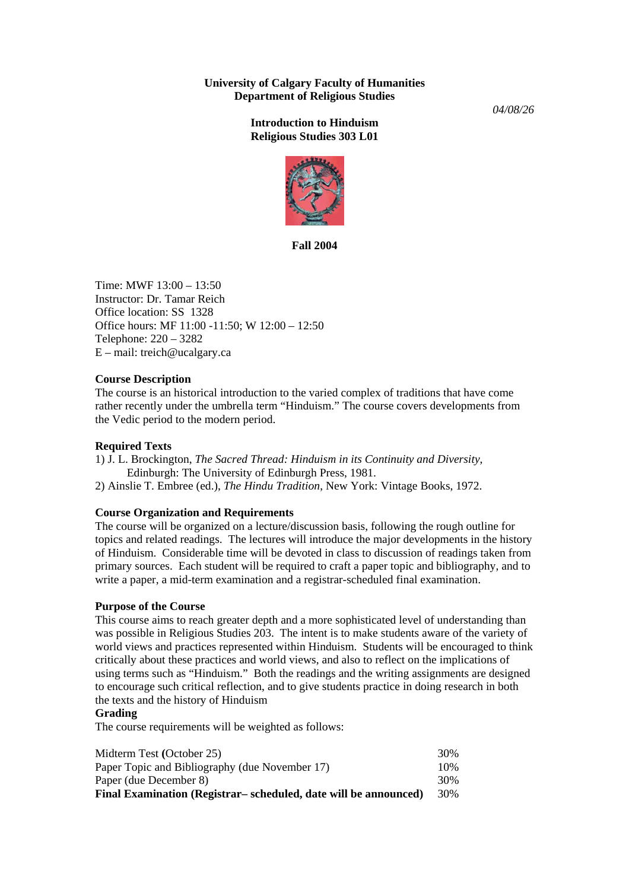**University of Calgary Faculty of Humanities**
**Department of Religious Studies**

*04/08/26*

**Introduction to Hinduism**
**Religious Studies 303 L01**

**Fall 2004**

Time: MWF 13:00 – 13:50
Instructor: Dr. Tamar Reich
Office location: SS 1328
Office hours: MF 11:00 -11:50; W 12:00 – 12:50
Telephone: 220 – 3282
E – mail: treich@ucalgary.ca

**Course Description**

The course is an historical introduction to the varied complex of traditions that have come rather recently under the umbrella term "Hinduism." The course covers developments from the Vedic period to the modern period.

**Required Texts**

1) J. L. Brockington, *The Sacred Thread: Hinduism in its Continuity and Diversity*, Edinburgh: The University of Edinburgh Press, 1981.
2) Ainslie T. Embree (ed.), *The Hindu Tradition*, New York: Vintage Books, 1972.

**Course Organization and Requirements**

The course will be organized on a lecture/discussion basis, following the rough outline for topics and related readings. The lectures will introduce the major developments in the history of Hinduism. Considerable time will be devoted in class to discussion of readings taken from primary sources. Each student will be required to craft a paper topic and bibliography, and to write a paper, a mid-term examination and a registrar-scheduled final examination.

**Purpose of the Course**

This course aims to reach greater depth and a more sophisticated level of understanding than was possible in Religious Studies 203. The intent is to make students aware of the variety of world views and practices represented within Hinduism. Students will be encouraged to think critically about these practices and world views, and also to reflect on the implications of using terms such as "Hinduism." Both the readings and the writing assignments are designed to encourage such critical reflection, and to give students practice in doing research in both the texts and the history of Hinduism

**Grading**

The course requirements will be weighted as follows:

| | |
|---|---|
| Midterm Test **(**October 25) | 30% |
| Paper Topic and Bibliography (due November 17) | 10% |
| Paper (due December 8) | 30% |
| **Final Examination (Registrar– scheduled, date will be announced)** | 30% |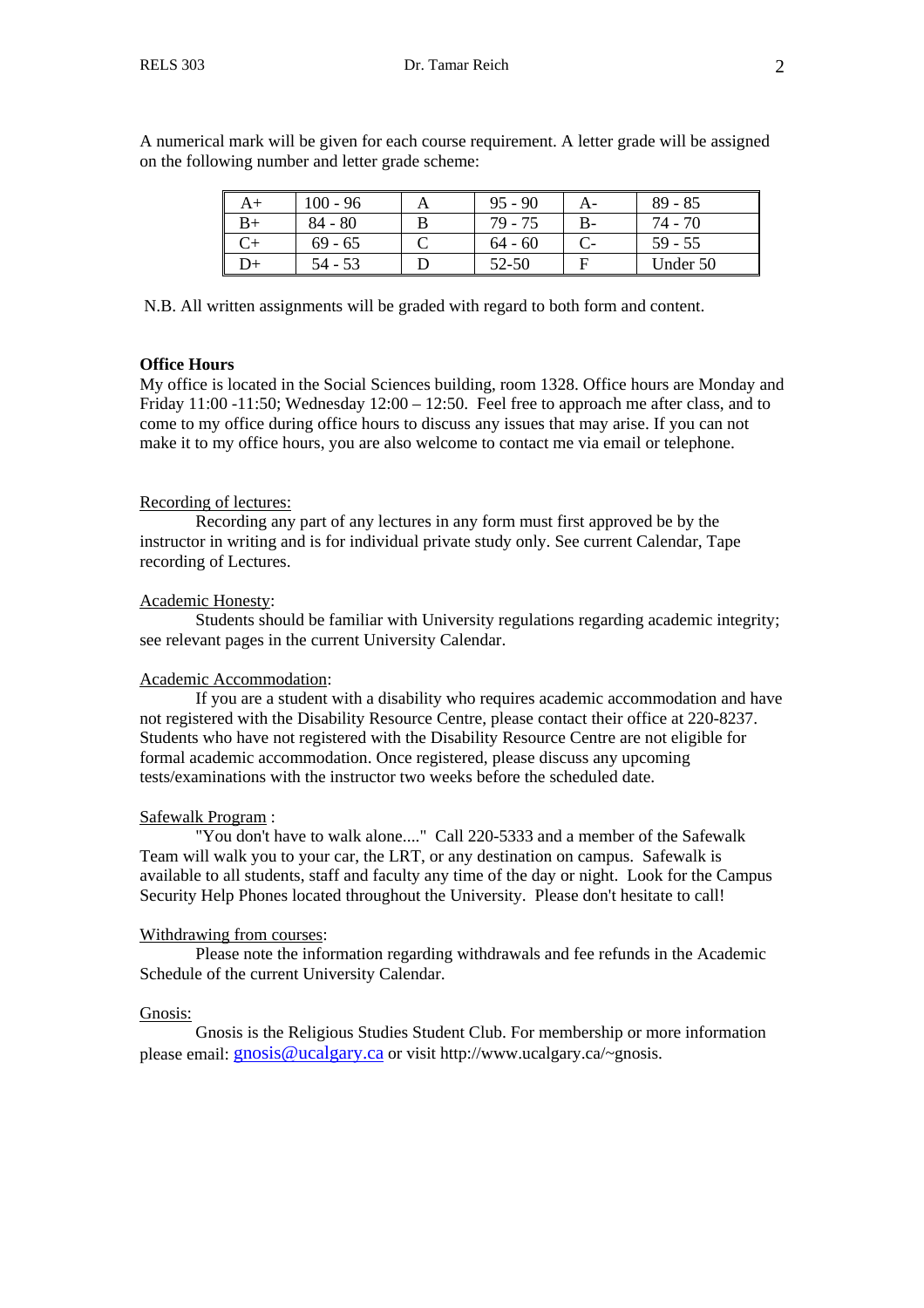A numerical mark will be given for each course requirement. A letter grade will be assigned on the following number and letter grade scheme:

| A+ | 100 - 96 | A | 95 - 90 | A- | 89 - 85 |
|---|---|---|---|---|---|
| B+ | 84 - 80 | B | 79 - 75 | B- | 74 - 70 |
| C+ | 69 - 65 | C | 64 - 60 | C- | 59 - 55 |
| D+ | 54 - 53 | D | 52-50 | F | Under 50 |

N.B. All written assignments will be graded with regard to both form and content.

**Office Hours**

My office is located in the Social Sciences building, room 1328. Office hours are Monday and Friday 11:00 -11:50; Wednesday 12:00 – 12:50. Feel free to approach me after class, and to come to my office during office hours to discuss any issues that may arise. If you can not make it to my office hours, you are also welcome to contact me via email or telephone.

Recording of lectures:

Recording any part of any lectures in any form must first approved be by the instructor in writing and is for individual private study only. See current Calendar, Tape recording of Lectures.

Academic Honesty:

Students should be familiar with University regulations regarding academic integrity; see relevant pages in the current University Calendar.

Academic Accommodation:

If you are a student with a disability who requires academic accommodation and have not registered with the Disability Resource Centre, please contact their office at 220-8237. Students who have not registered with the Disability Resource Centre are not eligible for formal academic accommodation. Once registered, please discuss any upcoming tests/examinations with the instructor two weeks before the scheduled date.

Safewalk Program :

"You don't have to walk alone...." Call 220-5333 and a member of the Safewalk Team will walk you to your car, the LRT, or any destination on campus. Safewalk is available to all students, staff and faculty any time of the day or night. Look for the Campus Security Help Phones located throughout the University. Please don't hesitate to call!

Withdrawing from courses:

Please note the information regarding withdrawals and fee refunds in the Academic Schedule of the current University Calendar.

Gnosis:

Gnosis is the Religious Studies Student Club. For membership or more information please email: gnosis@ucalgary.ca or visit http://www.ucalgary.ca/~gnosis.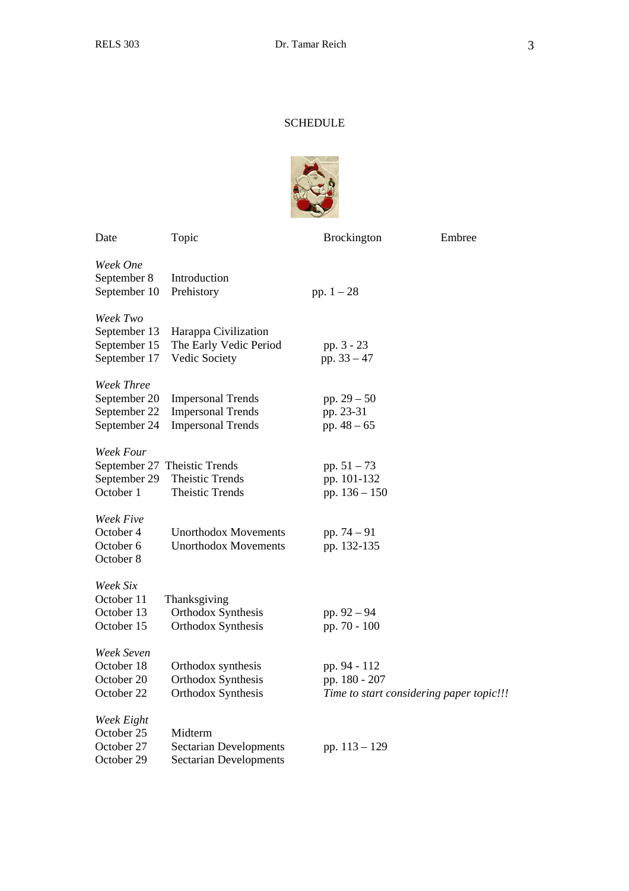# SCHEDULE

| Date | Topic | Brockington | Embree |
|---|---|---|---|
| *Week One* | | | |
| September 8 | Introduction | | |
| September 10 | Prehistory | pp. 1 – 28 | |
| *Week Two* | | | |
| September 13 | Harappa Civilization | | |
| September 15 | The Early Vedic Period | pp. 3 - 23 | |
| September 17 | Vedic Society | pp. 33 – 47 | |
| *Week Three* | | | |
| September 20 | Impersonal Trends | pp. 29 – 50 | |
| September 22 | Impersonal Trends | pp. 23-31 | |
| September 24 | Impersonal Trends | pp. 48 – 65 | |
| *Week Four* | | | |
| September 27 | Theistic Trends | pp. 51 – 73 | |
| September 29 | Theistic Trends | pp. 101-132 | |
| October 1 | Theistic Trends | pp. 136 – 150 | |
| *Week Five* | | | |
| October 4 | Unorthodox Movements | pp. 74 – 91 | |
| October 6 | Unorthodox Movements | pp. 132-135 | |
| October 8 | | | |
| *Week Six* | | | |
| October 11 | Thanksgiving | | |
| October 13 | Orthodox Synthesis | pp. 92 – 94 | |
| October 15 | Orthodox Synthesis | pp. 70 - 100 | |
| *Week Seven* | | | |
| October 18 | Orthodox synthesis | pp. 94 - 112 | |
| October 20 | Orthodox Synthesis | pp. 180 - 207 | |
| October 22 | Orthodox Synthesis | *Time to start considering paper topic!!!* | |
| *Week Eight* | | | |
| October 25 | Midterm | | |
| October 27 | Sectarian Developments | pp. 113 – 129 | |
| October 29 | Sectarian Developments | | |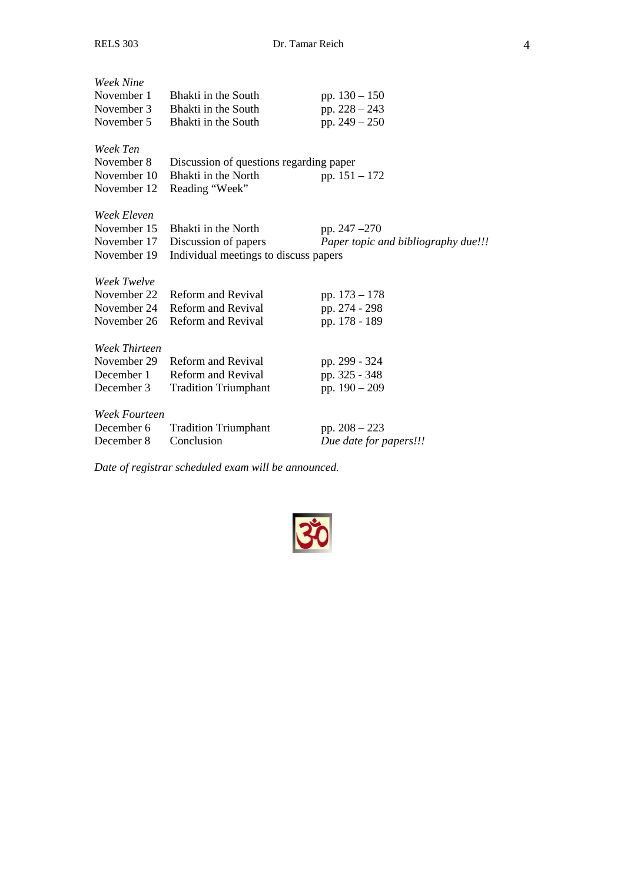*Week Nine*

| | | |
|---|---|---|
| November 1 | Bhakti in the South | pp. 130 – 150 |
| November 3 | Bhakti in the South | pp. 228 – 243 |
| November 5 | Bhakti in the South | pp. 249 – 250 |

*Week Ten*

| | | |
|---|---|---|
| November 8 | Discussion of questions regarding paper | |
| November 10 | Bhakti in the North | pp. 151 – 172 |
| November 12 | Reading "Week" | |

*Week Eleven*

| | | |
|---|---|---|
| November 15 | Bhakti in the North | pp. 247 –270 |
| November 17 | Discussion of papers | *Paper topic and bibliography due!!!* |
| November 19 | Individual meetings to discuss papers | |

*Week Twelve*

| | | |
|---|---|---|
| November 22 | Reform and Revival | pp. 173 – 178 |
| November 24 | Reform and Revival | pp. 274 - 298 |
| November 26 | Reform and Revival | pp. 178 - 189 |

*Week Thirteen*

| | | |
|---|---|---|
| November 29 | Reform and Revival | pp. 299 - 324 |
| December 1 | Reform and Revival | pp. 325 - 348 |
| December 3 | Tradition Triumphant | pp. 190 – 209 |

*Week Fourteen*

| | | |
|---|---|---|
| December 6 | Tradition Triumphant | pp. 208 – 223 |
| December 8 | Conclusion | *Due date for papers!!!* |

*Date of registrar scheduled exam will be announced.*